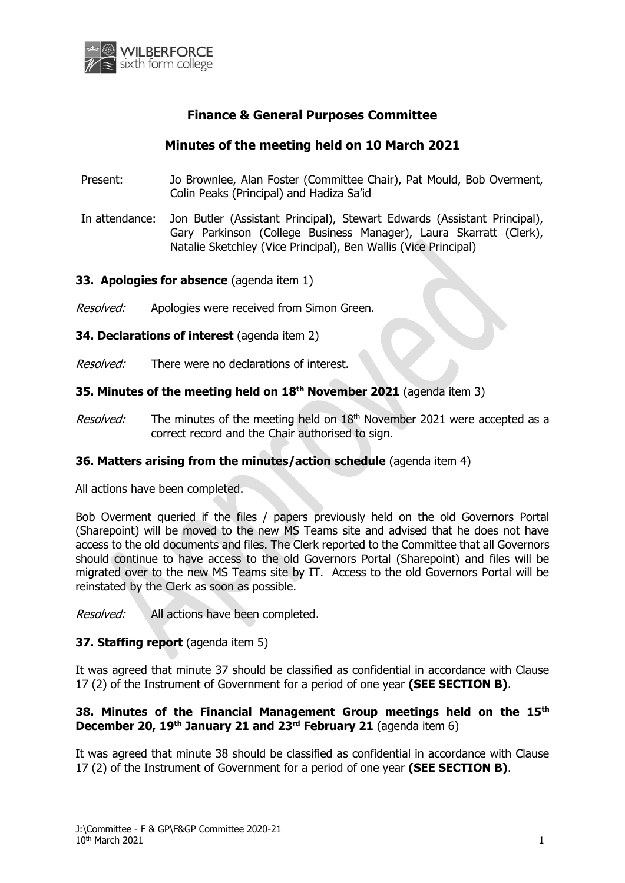# Finance & General Purposes Committee

## Minutes of the meeting held on 10 March 2021

Present: Jo Brownlee, Alan Foster (Committee Chair), Pat Mould, Bob Overment, Colin Peaks (Principal) and Hadiza Sa'id

In attendance: Jon Butler (Assistant Principal), Stewart Edwards (Assistant Principal), Gary Parkinson (College Business Manager), Laura Skarratt (Clerk), Natalie Sketchley (Vice Principal), Ben Wallis (Vice Principal)

**33. Apologies for absence** (agenda item 1)

*Resolved:* Apologies were received from Simon Green.

**34. Declarations of interest** (agenda item 2)

*Resolved:* There were no declarations of interest.

**35. Minutes of the meeting held on 18th November 2021** (agenda item 3)

*Resolved:* The minutes of the meeting held on 18th November 2021 were accepted as a correct record and the Chair authorised to sign.

**36. Matters arising from the minutes/action schedule** (agenda item 4)

All actions have been completed.

Bob Overment queried if the files / papers previously held on the old Governors Portal (Sharepoint) will be moved to the new MS Teams site and advised that he does not have access to the old documents and files. The Clerk reported to the Committee that all Governors should continue to have access to the old Governors Portal (Sharepoint) and files will be migrated over to the new MS Teams site by IT. Access to the old Governors Portal will be reinstated by the Clerk as soon as possible.

*Resolved:* All actions have been completed.

**37. Staffing report** (agenda item 5)

It was agreed that minute 37 should be classified as confidential in accordance with Clause 17 (2) of the Instrument of Government for a period of one year **(SEE SECTION B)**.

**38. Minutes of the Financial Management Group meetings held on the 15th December 20, 19th January 21 and 23rd February 21** (agenda item 6)

It was agreed that minute 38 should be classified as confidential in accordance with Clause 17 (2) of the Instrument of Government for a period of one year **(SEE SECTION B)**.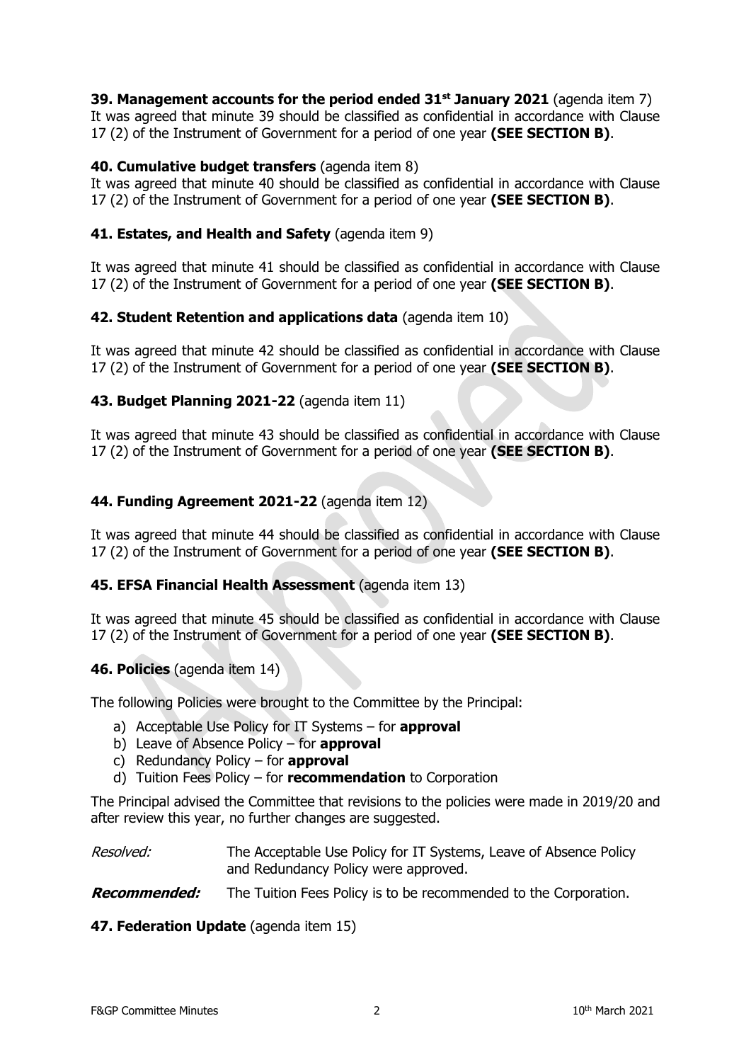**39. Management accounts for the period ended 31st January 2021** (agenda item 7)
It was agreed that minute 39 should be classified as confidential in accordance with Clause 17 (2) of the Instrument of Government for a period of one year **(SEE SECTION B)**.

**40. Cumulative budget transfers** (agenda item 8)
It was agreed that minute 40 should be classified as confidential in accordance with Clause 17 (2) of the Instrument of Government for a period of one year **(SEE SECTION B)**.

**41. Estates, and Health and Safety** (agenda item 9)

It was agreed that minute 41 should be classified as confidential in accordance with Clause 17 (2) of the Instrument of Government for a period of one year **(SEE SECTION B)**.

**42. Student Retention and applications data** (agenda item 10)

It was agreed that minute 42 should be classified as confidential in accordance with Clause 17 (2) of the Instrument of Government for a period of one year **(SEE SECTION B)**.

**43. Budget Planning 2021-22** (agenda item 11)

It was agreed that minute 43 should be classified as confidential in accordance with Clause 17 (2) of the Instrument of Government for a period of one year **(SEE SECTION B)**.

**44. Funding Agreement 2021-22** (agenda item 12)

It was agreed that minute 44 should be classified as confidential in accordance with Clause 17 (2) of the Instrument of Government for a period of one year **(SEE SECTION B)**.

**45. EFSA Financial Health Assessment** (agenda item 13)

It was agreed that minute 45 should be classified as confidential in accordance with Clause 17 (2) of the Instrument of Government for a period of one year **(SEE SECTION B)**.

**46. Policies** (agenda item 14)

The following Policies were brought to the Committee by the Principal:

a) Acceptable Use Policy for IT Systems – for **approval**
b) Leave of Absence Policy – for **approval**
c) Redundancy Policy – for **approval**
d) Tuition Fees Policy – for **recommendation** to Corporation

The Principal advised the Committee that revisions to the policies were made in 2019/20 and after review this year, no further changes are suggested.

*Resolved:* The Acceptable Use Policy for IT Systems, Leave of Absence Policy and Redundancy Policy were approved.

***Recommended:*** The Tuition Fees Policy is to be recommended to the Corporation.

**47. Federation Update** (agenda item 15)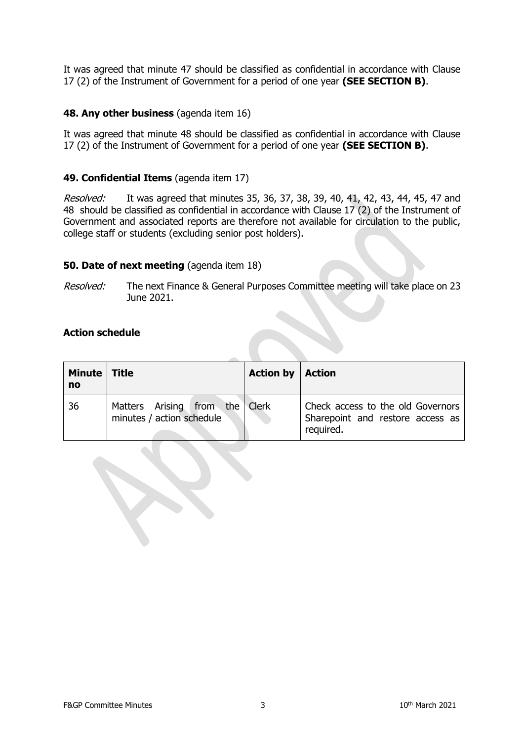It was agreed that minute 47 should be classified as confidential in accordance with Clause 17 (2) of the Instrument of Government for a period of one year **(SEE SECTION B)**.

### 48. Any other business (agenda item 16)

It was agreed that minute 48 should be classified as confidential in accordance with Clause 17 (2) of the Instrument of Government for a period of one year **(SEE SECTION B)**.

### 49. Confidential Items (agenda item 17)

*Resolved:* It was agreed that minutes 35, 36, 37, 38, 39, 40, 41, 42, 43, 44, 45, 47 and 48 should be classified as confidential in accordance with Clause 17 (2) of the Instrument of Government and associated reports are therefore not available for circulation to the public, college staff or students (excluding senior post holders).

### 50. Date of next meeting (agenda item 18)

*Resolved:* The next Finance & General Purposes Committee meeting will take place on 23 June 2021.

### Action schedule

| Minute no | Title | Action by | Action |
|---|---|---|---|
| 36 | Matters Arising from the minutes / action schedule | Clerk | Check access to the old Governors Sharepoint and restore access as required. |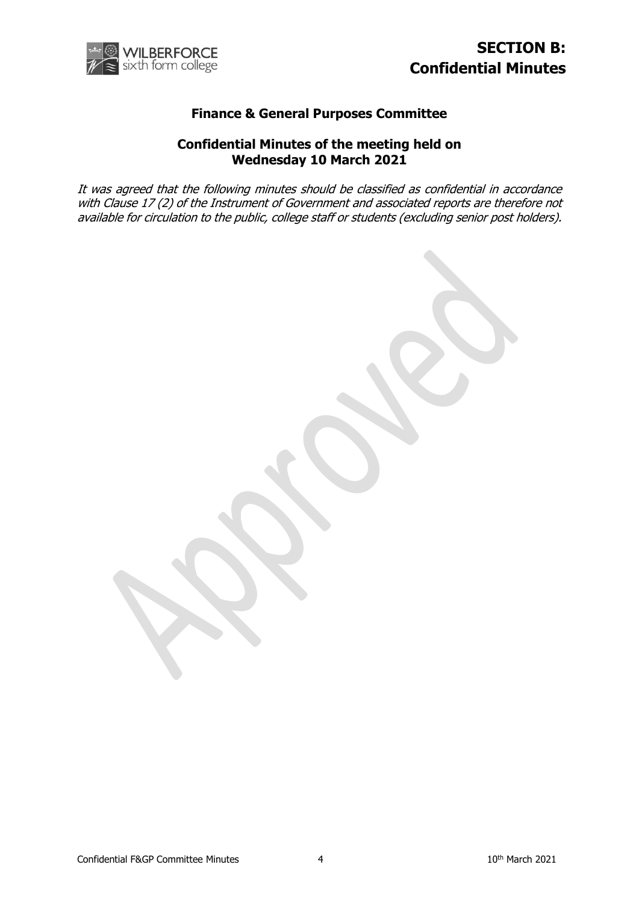# SECTION B: Confidential Minutes

## Finance & General Purposes Committee

## Confidential Minutes of the meeting held on Wednesday 10 March 2021

*It was agreed that the following minutes should be classified as confidential in accordance with Clause 17 (2) of the Instrument of Government and associated reports are therefore not available for circulation to the public, college staff or students (excluding senior post holders).*